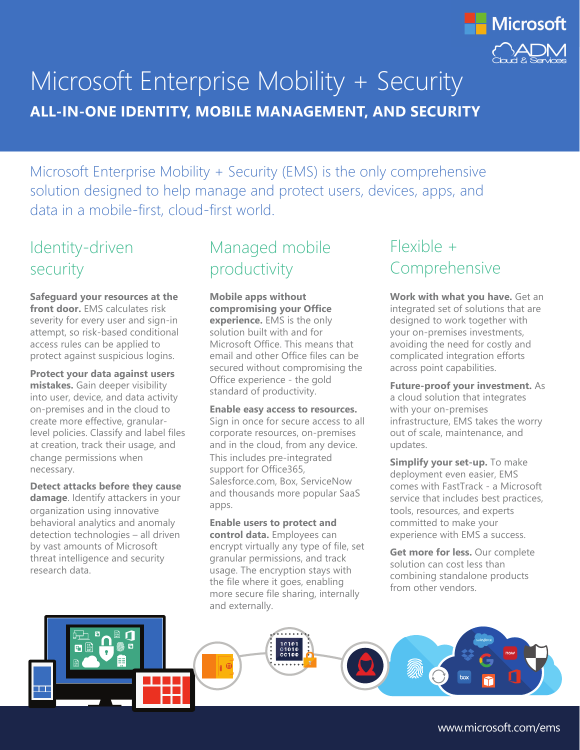# Microsoft Enterprise Mobility + Security

**ALL-IN-ONE IDENTITY, MOBILE MANAGEMENT, AND SECURITY**

Microsoft Enterprise Mobility + Security (EMS) is the only comprehensive solution designed to help manage and protect users, devices, apps, and data in a mobile-first, cloud-first world.

## Identity-driven security

**Safeguard your resources at the front door.** EMS calculates risk severity for every user and sign-in attempt, so risk-based conditional access rules can be applied to protect against suspicious logins.

**Protect your data against users mistakes.** Gain deeper visibility into user, device, and data activity on-premises and in the cloud to create more effective, granular-level policies. Classify and label files at creation, track their usage, and change permissions when necessary.

**Detect attacks before they cause damage**. Identify attackers in your organization using innovative behavioral analytics and anomaly detection technologies – all driven by vast amounts of Microsoft threat intelligence and security research data.

## Managed mobile productivity

**Mobile apps without compromising your Office experience.** EMS is the only solution built with and for Microsoft Office. This means that email and other Office files can be secured without compromising the Office experience - the gold standard of productivity.

**Enable easy access to resources.** Sign in once for secure access to all corporate resources, on-premises and in the cloud, from any device. This includes pre-integrated support for Office365, Salesforce.com, Box, ServiceNow and thousands more popular SaaS apps.

**Enable users to protect and control data.** Employees can encrypt virtually any type of file, set granular permissions, and track usage. The encryption stays with the file where it goes, enabling more secure file sharing, internally and externally.

## Flexible + Comprehensive

**Work with what you have.** Get an integrated set of solutions that are designed to work together with your on-premises investments, avoiding the need for costly and complicated integration efforts across point capabilities.

**Future-proof your investment.** As a cloud solution that integrates with your on-premises infrastructure, EMS takes the worry out of scale, maintenance, and updates.

**Simplify your set-up.** To make deployment even easier, EMS comes with FastTrack - a Microsoft service that includes best practices, tools, resources, and experts committed to make your experience with EMS a success.

**Get more for less.** Our complete solution can cost less than combining standalone products from other vendors.

www.microsoft.com/ems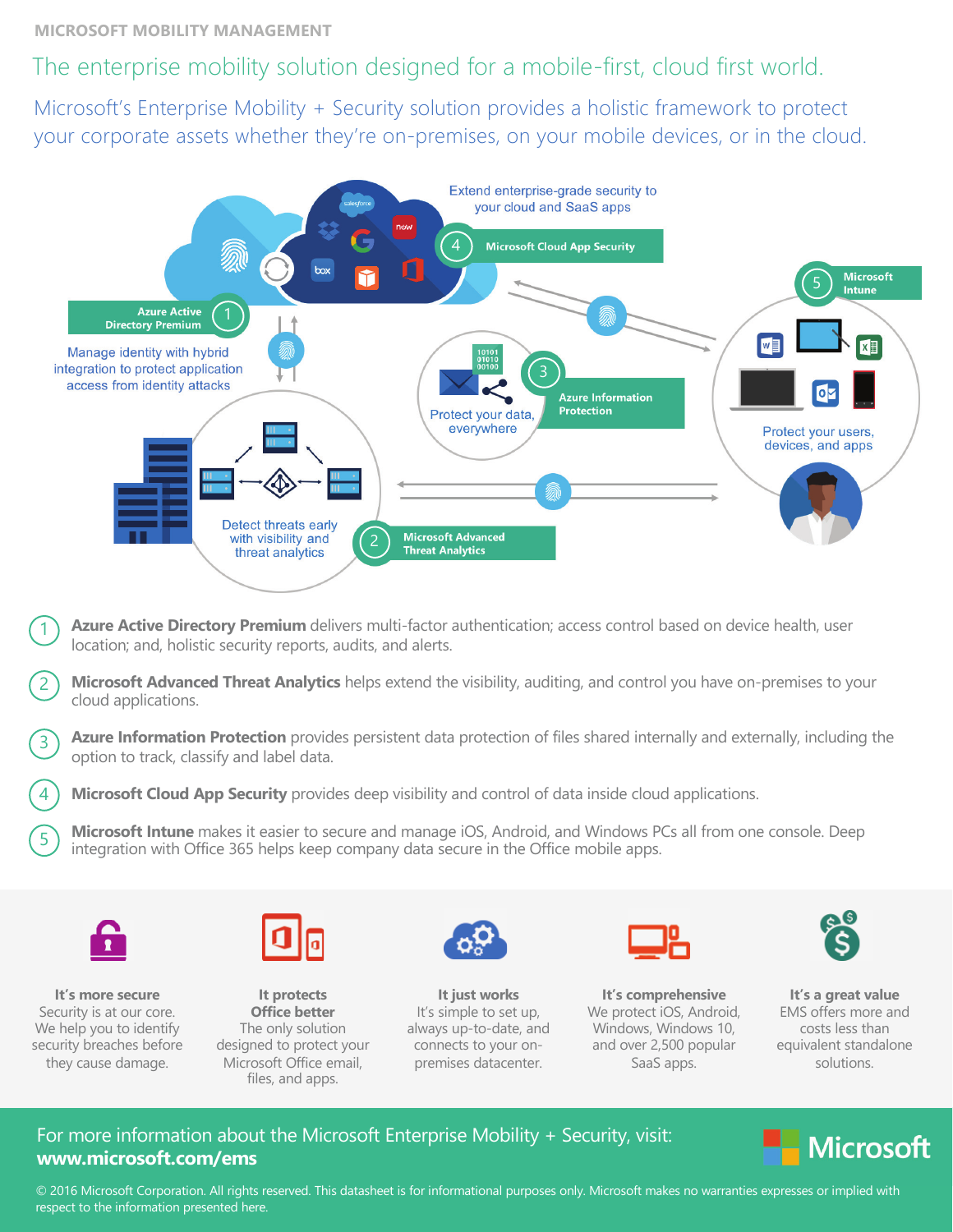MICROSOFT MOBILITY MANAGEMENT

## The enterprise mobility solution designed for a mobile-first, cloud first world.

### Microsoft's Enterprise Mobility + Security solution provides a holistic framework to protect your corporate assets whether they're on-premises, on your mobile devices, or in the cloud.

Extend enterprise-grade security to your cloud and SaaS apps

4 Microsoft Cloud App Security

1 Azure Active Directory Premium

Manage identity with hybrid integration to protect application access from identity attacks

5 Microsoft Intune

Protect your users, devices, and apps

3 Azure Information Protection

Protect your data, everywhere

Detect threats early with visibility and threat analytics

2 Microsoft Advanced Threat Analytics

1. **Azure Active Directory Premium** delivers multi-factor authentication; access control based on device health, user location; and, holistic security reports, audits, and alerts.
2. **Microsoft Advanced Threat Analytics** helps extend the visibility, auditing, and control you have on-premises to your cloud applications.
3. **Azure Information Protection** provides persistent data protection of files shared internally and externally, including the option to track, classify and label data.
4. **Microsoft Cloud App Security** provides deep visibility and control of data inside cloud applications.
5. **Microsoft Intune** makes it easier to secure and manage iOS, Android, and Windows PCs all from one console. Deep integration with Office 365 helps keep company data secure in the Office mobile apps.

**It's more secure**
Security is at our core. We help you to identify security breaches before they cause damage.

**It protects Office better**
The only solution designed to protect your Microsoft Office email, files, and apps.

**It just works**
It's simple to set up, always up-to-date, and connects to your on-premises datacenter.

**It's comprehensive**
We protect iOS, Android, Windows, Windows 10, and over 2,500 popular SaaS apps.

**It's a great value**
EMS offers more and costs less than equivalent standalone solutions.

For more information about the Microsoft Enterprise Mobility + Security, visit:
**www.microsoft.com/ems**

Microsoft

© 2016 Microsoft Corporation. All rights reserved. This datasheet is for informational purposes only. Microsoft makes no warranties expresses or implied with respect to the information presented here.